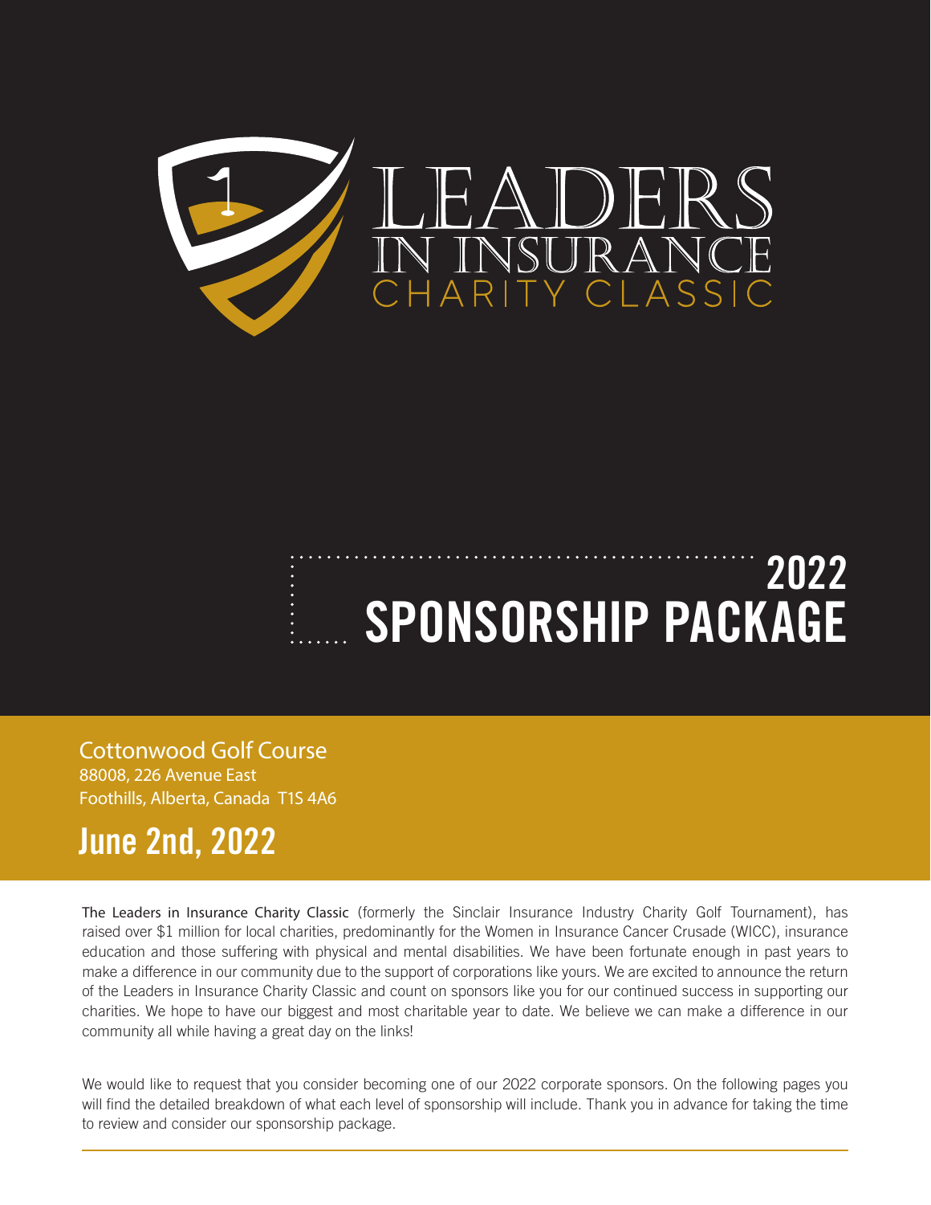# LEADERS IN INSURANCE CHARITY CLASSIC

## 2022 SPONSORSHIP PACKAGE

Cottonwood Golf Course
88008, 226 Avenue East
Foothills, Alberta, Canada T1S 4A6

## June 2nd, 2022

The Leaders in Insurance Charity Classic (formerly the Sinclair Insurance Industry Charity Golf Tournament), has raised over $1 million for local charities, predominantly for the Women in Insurance Cancer Crusade (WICC), insurance education and those suffering with physical and mental disabilities. We have been fortunate enough in past years to make a difference in our community due to the support of corporations like yours. We are excited to announce the return of the Leaders in Insurance Charity Classic and count on sponsors like you for our continued success in supporting our charities. We hope to have our biggest and most charitable year to date. We believe we can make a difference in our community all while having a great day on the links!

We would like to request that you consider becoming one of our 2022 corporate sponsors. On the following pages you will find the detailed breakdown of what each level of sponsorship will include. Thank you in advance for taking the time to review and consider our sponsorship package.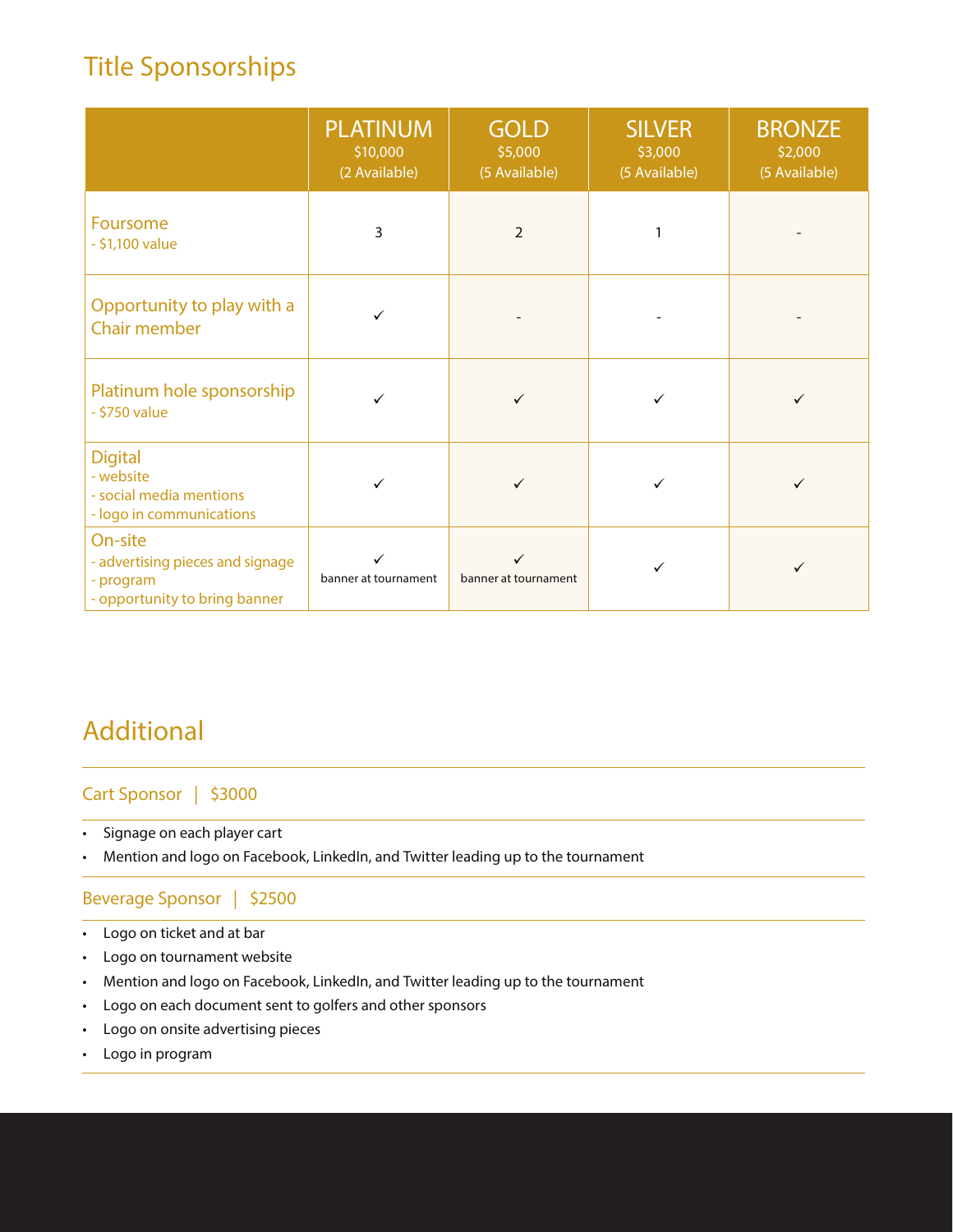## Title Sponsorships

| | PLATINUM<br>$10,000<br>(2 Available) | GOLD<br>$5,000<br>(5 Available) | SILVER<br>$3,000<br>(5 Available) | BRONZE<br>$2,000<br>(5 Available) |
|---|---|---|---|---|
| Foursome<br>- $1,100 value | 3 | 2 | 1 | - |
| Opportunity to play with a Chair member | ✓ | - | - | - |
| Platinum hole sponsorship<br>- $750 value | ✓ | ✓ | ✓ | ✓ |
| Digital<br>- website<br>- social media mentions<br>- logo in communications | ✓ | ✓ | ✓ | ✓ |
| On-site<br>- advertising pieces and signage<br>- program<br>- opportunity to bring banner | ✓<br>banner at tournament | ✓<br>banner at tournament | ✓ | ✓ |

## Additional

### Cart Sponsor | $3000

- Signage on each player cart
- Mention and logo on Facebook, LinkedIn, and Twitter leading up to the tournament

### Beverage Sponsor | $2500

- Logo on ticket and at bar
- Logo on tournament website
- Mention and logo on Facebook, LinkedIn, and Twitter leading up to the tournament
- Logo on each document sent to golfers and other sponsors
- Logo on onsite advertising pieces
- Logo in program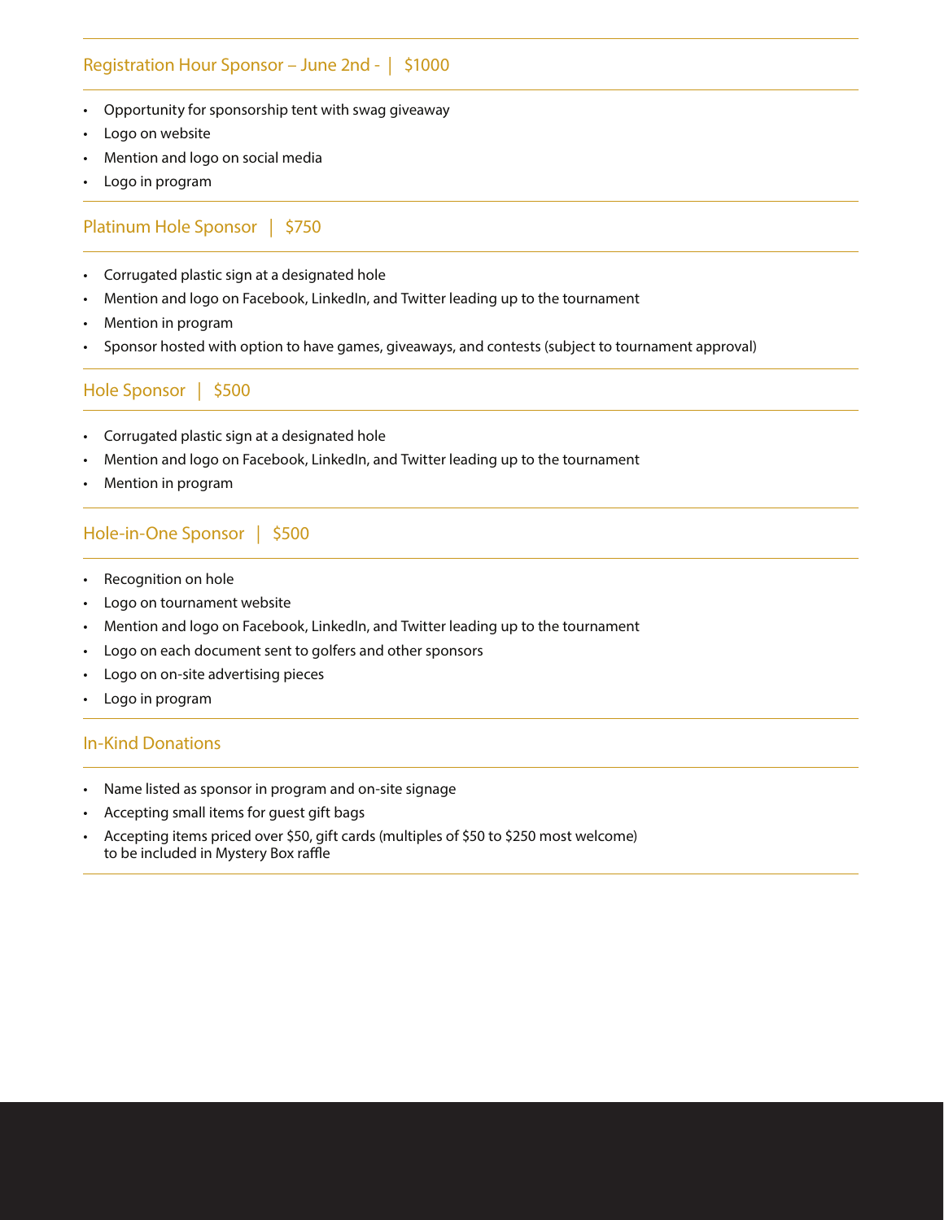## Registration Hour Sponsor – June 2nd - | $1000

- Opportunity for sponsorship tent with swag giveaway
- Logo on website
- Mention and logo on social media
- Logo in program

## Platinum Hole Sponsor | $750

- Corrugated plastic sign at a designated hole
- Mention and logo on Facebook, LinkedIn, and Twitter leading up to the tournament
- Mention in program
- Sponsor hosted with option to have games, giveaways, and contests (subject to tournament approval)

## Hole Sponsor | $500

- Corrugated plastic sign at a designated hole
- Mention and logo on Facebook, LinkedIn, and Twitter leading up to the tournament
- Mention in program

## Hole-in-One Sponsor | $500

- Recognition on hole
- Logo on tournament website
- Mention and logo on Facebook, LinkedIn, and Twitter leading up to the tournament
- Logo on each document sent to golfers and other sponsors
- Logo on on-site advertising pieces
- Logo in program

## In-Kind Donations

- Name listed as sponsor in program and on-site signage
- Accepting small items for guest gift bags
- Accepting items priced over $50, gift cards (multiples of $50 to $250 most welcome) to be included in Mystery Box raffle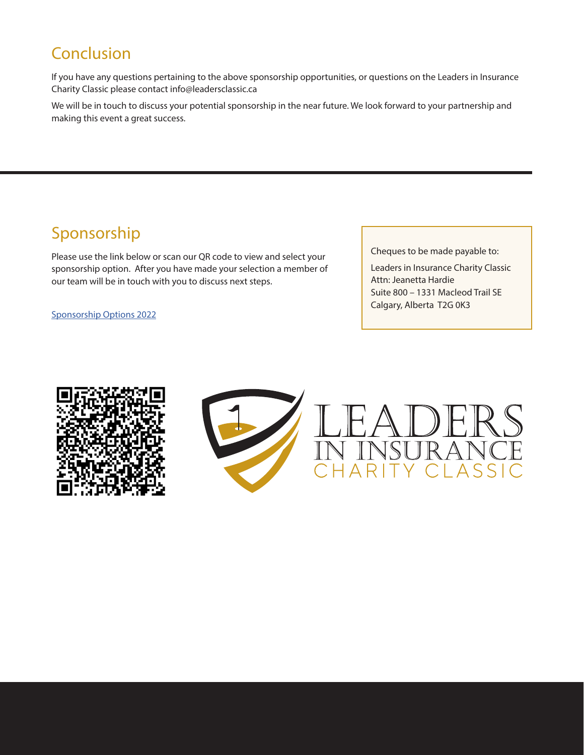## Conclusion

If you have any questions pertaining to the above sponsorship opportunities, or questions on the Leaders in Insurance Charity Classic please contact info@leadersclassic.ca

We will be in touch to discuss your potential sponsorship in the near future. We look forward to your partnership and making this event a great success.

---

## Sponsorship

Please use the link below or scan our QR code to view and select your sponsorship option. After you have made your selection a member of our team will be in touch with you to discuss next steps.

Sponsorship Options 2022

Cheques to be made payable to:

Leaders in Insurance Charity Classic
Attn: Jeanetta Hardie
Suite 800 – 1331 Macleod Trail SE
Calgary, Alberta T2G 0K3

LEADERS IN INSURANCE CHARITY CLASSIC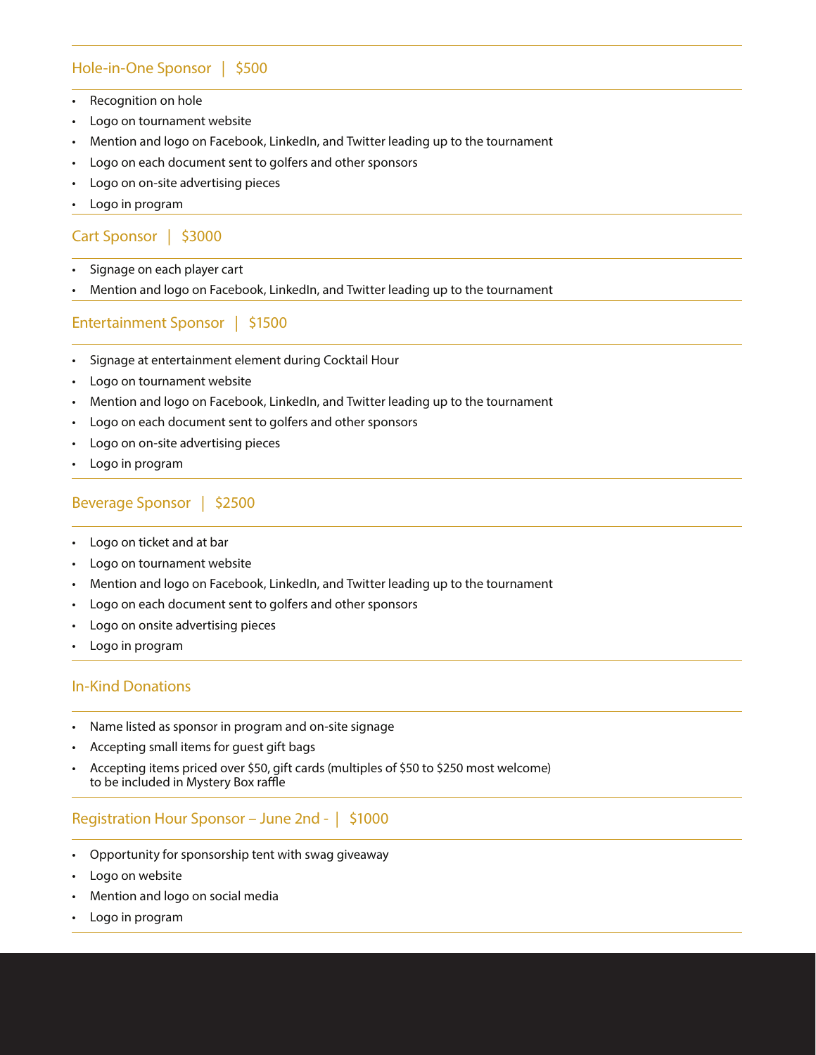## Hole-in-One Sponsor | $500

- Recognition on hole
- Logo on tournament website
- Mention and logo on Facebook, LinkedIn, and Twitter leading up to the tournament
- Logo on each document sent to golfers and other sponsors
- Logo on on-site advertising pieces
- Logo in program

## Cart Sponsor | $3000

- Signage on each player cart
- Mention and logo on Facebook, LinkedIn, and Twitter leading up to the tournament

## Entertainment Sponsor | $1500

- Signage at entertainment element during Cocktail Hour
- Logo on tournament website
- Mention and logo on Facebook, LinkedIn, and Twitter leading up to the tournament
- Logo on each document sent to golfers and other sponsors
- Logo on on-site advertising pieces
- Logo in program

## Beverage Sponsor | $2500

- Logo on ticket and at bar
- Logo on tournament website
- Mention and logo on Facebook, LinkedIn, and Twitter leading up to the tournament
- Logo on each document sent to golfers and other sponsors
- Logo on onsite advertising pieces
- Logo in program

## In-Kind Donations

- Name listed as sponsor in program and on-site signage
- Accepting small items for guest gift bags
- Accepting items priced over $50, gift cards (multiples of $50 to $250 most welcome) to be included in Mystery Box raffle

## Registration Hour Sponsor – June 2nd - | $1000

- Opportunity for sponsorship tent with swag giveaway
- Logo on website
- Mention and logo on social media
- Logo in program